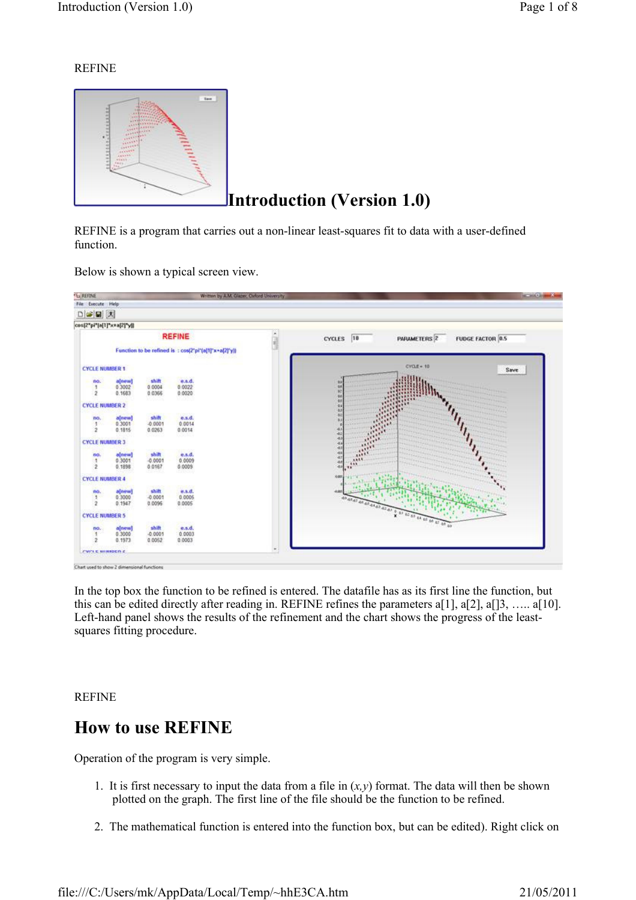REFINE

# Introduction (Version 1.0)

REFINE is a program that carries out a non-linear least-squares fit to data with a user-defined function.

Below is shown a typical screen view.

In the top box the function to be refined is entered. The datafile has as its first line the function, but this can be edited directly after reading in. REFINE refines the parameters a[1], a[2], a[]3, ….. a[10]. Left-hand panel shows the results of the refinement and the chart shows the progress of the least-squares fitting procedure.

REFINE

# How to use REFINE

Operation of the program is very simple.

1. It is first necessary to input the data from a file in $(x,y)$ format. The data will then be shown plotted on the graph. The first line of the file should be the function to be refined.

2. The mathematical function is entered into the function box, but can be edited). Right click on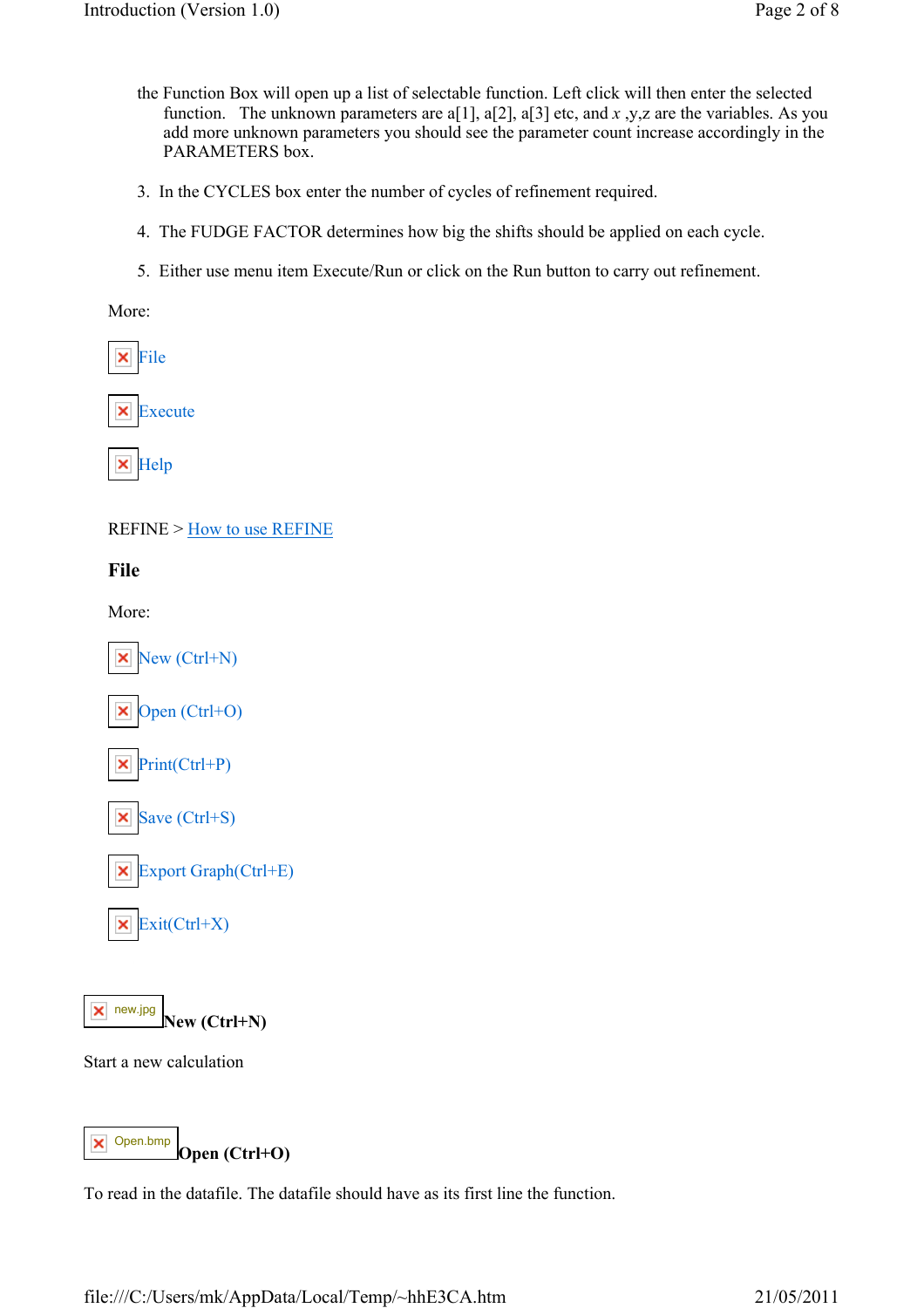the Function Box will open up a list of selectable function. Left click will then enter the selected function. The unknown parameters are a[1], a[2], a[3] etc, and *x* ,y,z are the variables. As you add more unknown parameters you should see the parameter count increase accordingly in the PARAMETERS box.

3. In the CYCLES box enter the number of cycles of refinement required.

4. The FUDGE FACTOR determines how big the shifts should be applied on each cycle.

5. Either use menu item Execute/Run or click on the Run button to carry out refinement.

More:

- File
- Execute
- Help

REFINE > How to use REFINE

## File

More:

- New (Ctrl+N)
- Open (Ctrl+O)
- Print(Ctrl+P)
- Save (Ctrl+S)
- Export Graph(Ctrl+E)
- Exit(Ctrl+X)

### New (Ctrl+N)

Start a new calculation

### Open (Ctrl+O)

To read in the datafile. The datafile should have as its first line the function.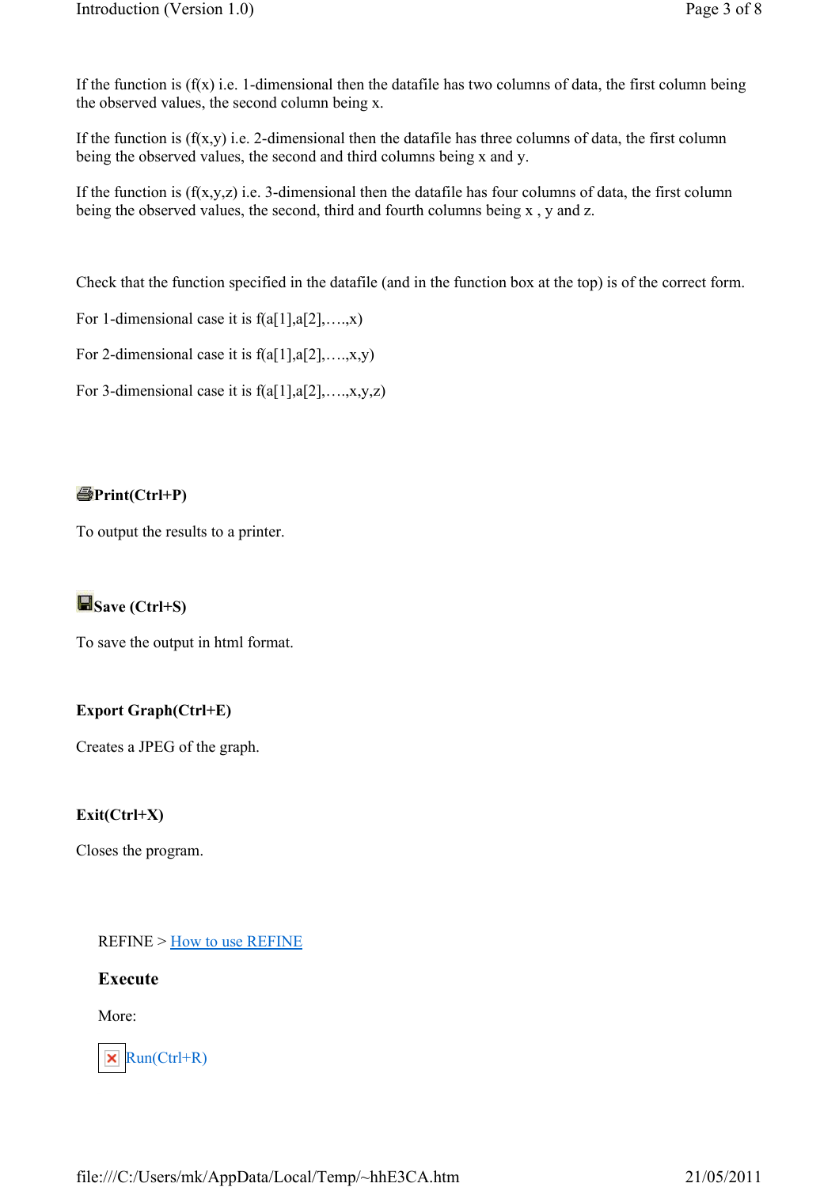If the function is (f(x) i.e. 1-dimensional then the datafile has two columns of data, the first column being the observed values, the second column being x.

If the function is (f(x,y) i.e. 2-dimensional then the datafile has three columns of data, the first column being the observed values, the second and third columns being x and y.

If the function is (f(x,y,z) i.e. 3-dimensional then the datafile has four columns of data, the first column being the observed values, the second, third and fourth columns being x , y and z.

Check that the function specified in the datafile (and in the function box at the top) is of the correct form.

For 1-dimensional case it is f(a[1],a[2],….,x)

For 2-dimensional case it is f(a[1],a[2],….,x,y)

For 3-dimensional case it is f(a[1],a[2],….,x,y,z)

**Print(Ctrl+P)**

To output the results to a printer.

**Save (Ctrl+S)**

To save the output in html format.

**Export Graph(Ctrl+E)**

Creates a JPEG of the graph.

**Exit(Ctrl+X)**

Closes the program.

REFINE > How to use REFINE

### Execute

More:

Run(Ctrl+R)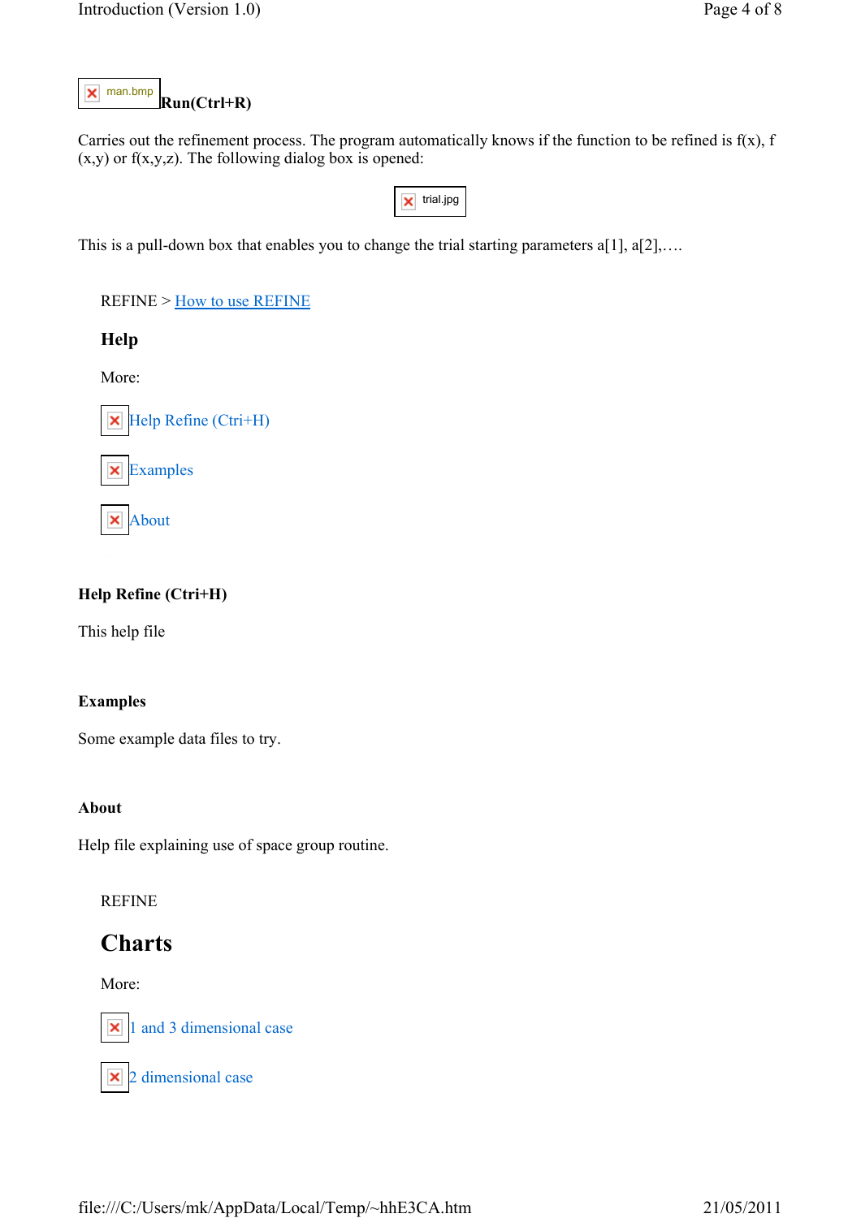man.bmp **Run(Ctrl+R)**

Carries out the refinement process. The program automatically knows if the function to be refined is f(x), f(x,y) or f(x,y,z). The following dialog box is opened:

trial.jpg

This is a pull-down box that enables you to change the trial starting parameters a[1], a[2],….

REFINE > How to use REFINE

### Help

More:

Help Refine (Ctri+H)

Examples

About

**Help Refine (Ctri+H)**

This help file

**Examples**

Some example data files to try.

**About**

Help file explaining use of space group routine.

REFINE

## Charts

More:

1 and 3 dimensional case

2 dimensional case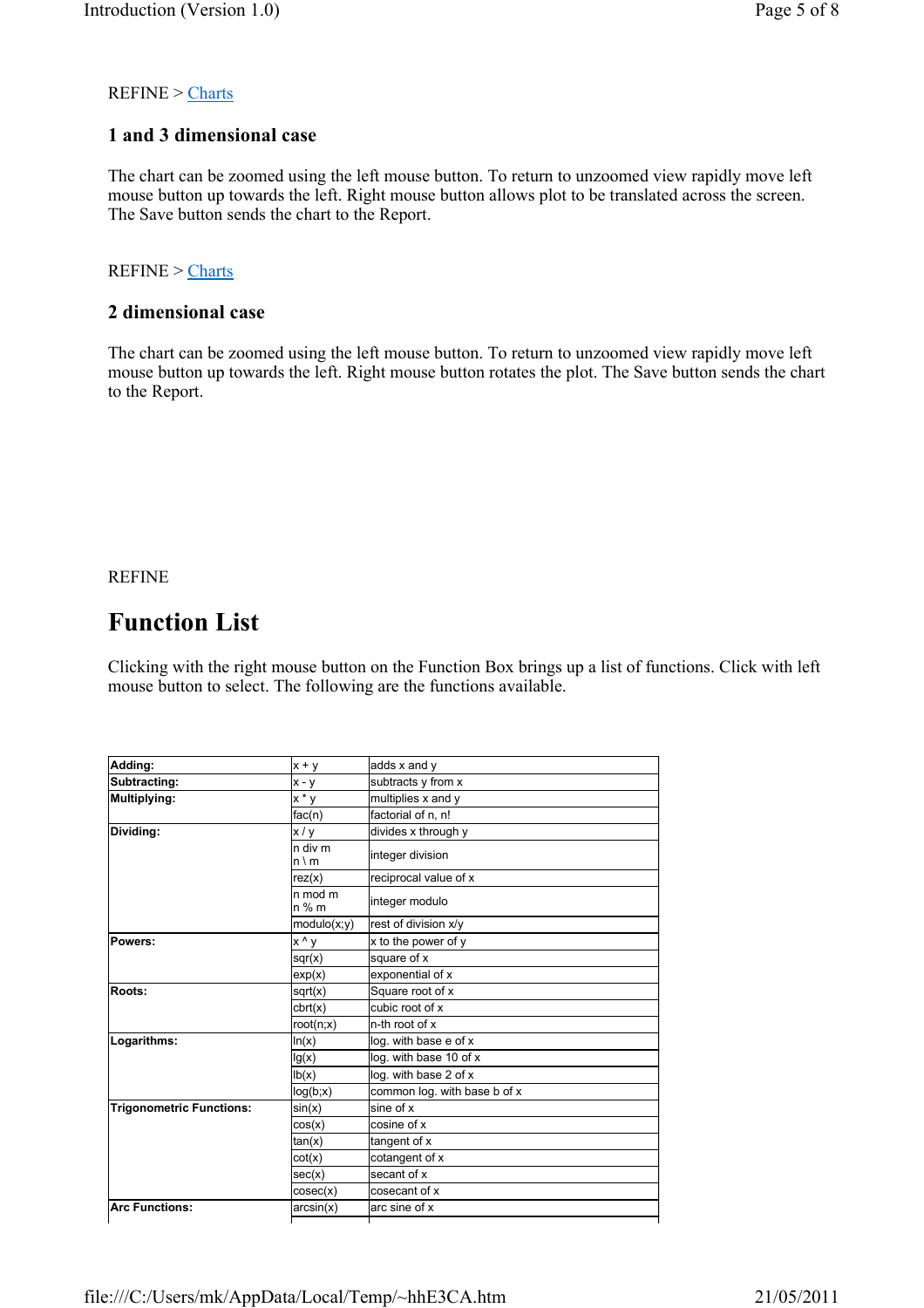REFINE > Charts

### 1 and 3 dimensional case

The chart can be zoomed using the left mouse button. To return to unzoomed view rapidly move left mouse button up towards the left. Right mouse button allows plot to be translated across the screen. The Save button sends the chart to the Report.

REFINE > Charts

### 2 dimensional case

The chart can be zoomed using the left mouse button. To return to unzoomed view rapidly move left mouse button up towards the left. Right mouse button rotates the plot. The Save button sends the chart to the Report.

REFINE

## Function List

Clicking with the right mouse button on the Function Box brings up a list of functions. Click with left mouse button to select. The following are the functions available.

| | | |
|---|---|---|
| **Adding:** | x + y | adds x and y |
| **Subtracting:** | x - y | subtracts y from x |
| **Multiplying:** | x * y | multiplies x and y |
| | fac(n) | factorial of n, n! |
| **Dividing:** | x / y | divides x through y |
| | n div m<br>n \ m | integer division |
| | rez(x) | reciprocal value of x |
| | n mod m<br>n % m | integer modulo |
| | modulo(x;y) | rest of division x/y |
| **Powers:** | x ^ y | x to the power of y |
| | sqr(x) | square of x |
| | exp(x) | exponential of x |
| **Roots:** | sqrt(x) | Square root of x |
| | cbrt(x) | cubic root of x |
| | root(n;x) | n-th root of x |
| **Logarithms:** | ln(x) | log. with base e of x |
| | lg(x) | log. with base 10 of x |
| | lb(x) | log. with base 2 of x |
| | log(b;x) | common log. with base b of x |
| **Trigonometric Functions:** | sin(x) | sine of x |
| | cos(x) | cosine of x |
| | tan(x) | tangent of x |
| | cot(x) | cotangent of x |
| | sec(x) | secant of x |
| | cosec(x) | cosecant of x |
| **Arc Functions:** | arcsin(x) | arc sine of x |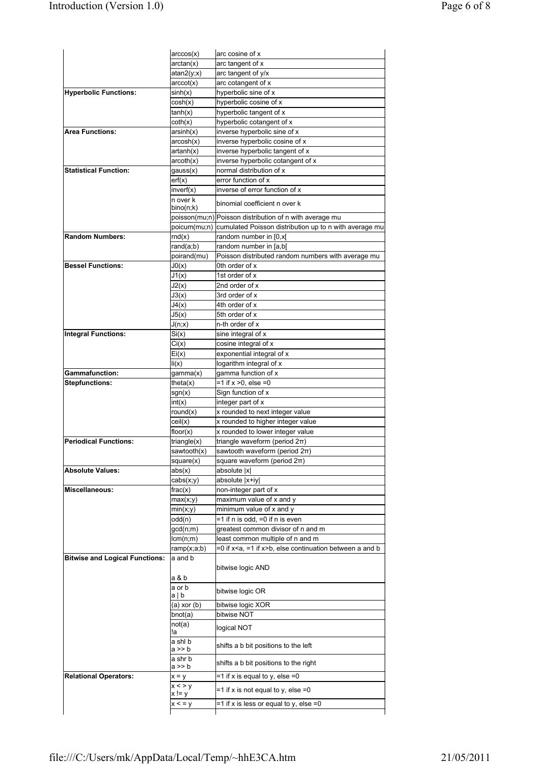| | | |
|---|---|---|
| | arccos(x) | arc cosine of x |
| | arctan(x) | arc tangent of x |
| | atan2(y;x) | arc tangent of y/x |
| | arccot(x) | arc cotangent of x |
| **Hyperbolic Functions:** | sinh(x) | hyperbolic sine of x |
| | cosh(x) | hyperbolic cosine of x |
| | tanh(x) | hyperbolic tangent of x |
| | coth(x) | hyperbolic cotangent of x |
| **Area Functions:** | arsinh(x) | inverse hyperbolic sine of x |
| | arcosh(x) | inverse hyperbolic cosine of x |
| | artanh(x) | inverse hyperbolic tangent of x |
| | arcoth(x) | inverse hyperbolic cotangent of x |
| **Statistical Function:** | gauss(x) | normal distribution of x |
| | erf(x) | error function of x |
| | inverf(x) | inverse of error function of x |
| | n over k<br>bino(n;k) | binomial coefficient n over k |
| | poisson(mu;n) | Poisson distribution of n with average mu |
| | poicum(mu;n) | cumulated Poisson distribution up to n with average mu |
| **Random Numbers:** | rnd(x) | random number in [0,x[ |
| | rand(a;b) | random number in [a,b[ |
| | poirand(mu) | Poisson distributed random numbers with average mu |
| **Bessel Functions:** | J0(x) | 0th order of x |
| | J1(x) | 1st order of x |
| | J2(x) | 2nd order of x |
| | J3(x) | 3rd order of x |
| | J4(x) | 4th order of x |
| | J5(x) | 5th order of x |
| | J(n;x) | n-th order of x |
| **Integral Functions:** | Si(x) | sine integral of x |
| | Ci(x) | cosine integral of x |
| | Ei(x) | exponential integral of x |
| | li(x) | logarithm integral of x |
| **Gammafunction:** | gamma(x) | gamma function of x |
| **Stepfunctions:** | theta(x) | =1 if x >0, else =0 |
| | sgn(x) | Sign function of x |
| | int(x) | integer part of x |
| | round(x) | x rounded to next integer value |
| | ceil(x) | x rounded to higher integer value |
| | floor(x) | x rounded to lower integer value |
| **Periodical Functions:** | triangle(x) | triangle waveform (period 2π) |
| | sawtooth(x) | sawtooth waveform (period 2π) |
| | square(x) | square waveform (period 2π) |
| **Absolute Values:** | abs(x) | absolute \|x\| |
| | cabs(x;y) | absolute \|x+iy\| |
| **Miscellaneous:** | frac(x) | non-integer part of x |
| | max(x;y) | maximum value of x and y |
| | min(x;y) | minimum value of x and y |
| | odd(n) | =1 if n is odd, =0 if n is even |
| | gcd(n;m) | greatest common divisor of n and m |
| | lcm(n;m) | least common multiple of n and m |
| | ramp(x;a;b) | =0 if x<a, =1 if x>b, else continuation between a and b |
| **Bitwise and Logical Functions:** | a and b<br>a & b | bitwise logic AND |
| | a or b<br>a \| b | bitwise logic OR |
| | (a) xor (b) | bitwise logic XOR |
| | bnot(a) | bitwise NOT |
| | not(a)<br>!a | logical NOT |
| | a shl b<br>a >> b | shifts a b bit positions to the left |
| | a shr b<br>a >> b | shifts a b bit positions to the right |
| **Relational Operators:** | x = y | =1 if x is equal to y, else =0 |
| | x < > y<br>x != y | =1 if x is not equal to y, else =0 |
| | x < = y | =1 if x is less or equal to y, else =0 |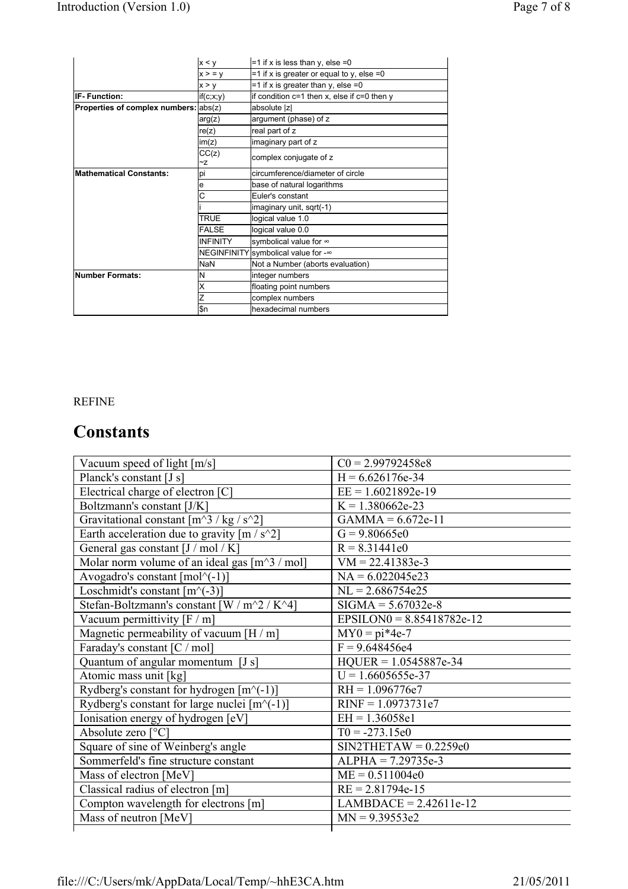| | | |
|---|---|---|
| | x < y | =1 if x is less than y, else =0 |
| | x > = y | =1 if x is greater or equal to y, else =0 |
| | x > y | =1 if x is greater than y, else =0 |
| **IF- Function:** | if(c;x;y) | if condition c=1 then x, else if c=0 then y |
| **Properties of complex numbers:** | abs(z) | absolute \|z\| |
| | arg(z) | argument (phase) of z |
| | re(z) | real part of z |
| | im(z) | imaginary part of z |
| | CC(z) ~z | complex conjugate of z |
| **Mathematical Constants:** | pi | circumference/diameter of circle |
| | e | base of natural logarithms |
| | C | Euler's constant |
| | i | imaginary unit, sqrt(-1) |
| | TRUE | logical value 1.0 |
| | FALSE | logical value 0.0 |
| | INFINITY | symbolical value for ∞ |
| | NEGINFINITY | symbolical value for -∞ |
| | NaN | Not a Number (aborts evaluation) |
| **Number Formats:** | N | integer numbers |
| | X | floating point numbers |
| | Z | complex numbers |
| | $n | hexadecimal numbers |

REFINE

# Constants

| | |
|---|---|
| Vacuum speed of light [m/s] | C0 = 2.99792458e8 |
| Planck's constant [J s] | H = 6.626176e-34 |
| Electrical charge of electron [C] | EE = 1.6021892e-19 |
| Boltzmann's constant [J/K] | K = 1.380662e-23 |
| Gravitational constant [m^3 / kg / s^2] | GAMMA = 6.672e-11 |
| Earth acceleration due to gravity [m / s^2] | G = 9.80665e0 |
| General gas constant [J / mol / K] | R = 8.31441e0 |
| Molar norm volume of an ideal gas [m^3 / mol] | VM = 22.41383e-3 |
| Avogadro's constant [mol^(-1)] | NA = 6.022045e23 |
| Loschmidt's constant [m^(-3)] | NL = 2.686754e25 |
| Stefan-Boltzmann's constant [W / m^2 / K^4] | SIGMA = 5.67032e-8 |
| Vacuum permittivity [F / m] | EPSILON0 = 8.85418782e-12 |
| Magnetic permeability of vacuum [H / m] | MY0 = pi*4e-7 |
| Faraday's constant [C / mol] | F = 9.648456e4 |
| Quantum of angular momentum [J s] | HQUER = 1.0545887e-34 |
| Atomic mass unit [kg] | U = 1.6605655e-37 |
| Rydberg's constant for hydrogen [m^(-1)] | RH = 1.096776e7 |
| Rydberg's constant for large nuclei [m^(-1)] | RINF = 1.0973731e7 |
| Ionisation energy of hydrogen [eV] | EH = 1.36058e1 |
| Absolute zero [°C] | T0 = -273.15e0 |
| Square of sine of Weinberg's angle | SIN2THETAW = 0.2259e0 |
| Sommerfeld's fine structure constant | ALPHA = 7.29735e-3 |
| Mass of electron [MeV] | ME = 0.511004e0 |
| Classical radius of electron [m] | RE = 2.81794e-15 |
| Compton wavelength for electrons [m] | LAMBDACE = 2.42611e-12 |
| Mass of neutron [MeV] | MN = 9.39553e2 |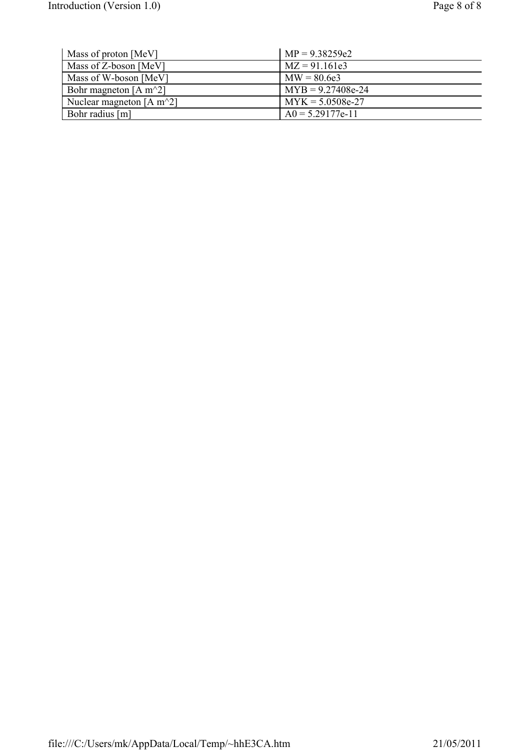| | |
|---|---|
| Mass of proton [MeV] | MP = 9.38259e2 |
| Mass of Z-boson [MeV] | MZ = 91.161e3 |
| Mass of W-boson [MeV] | MW = 80.6e3 |
| Bohr magneton [A m^2] | MYB = 9.27408e-24 |
| Nuclear magneton [A m^2] | MYK = 5.0508e-27 |
| Bohr radius [m] | A0 = 5.29177e-11 |